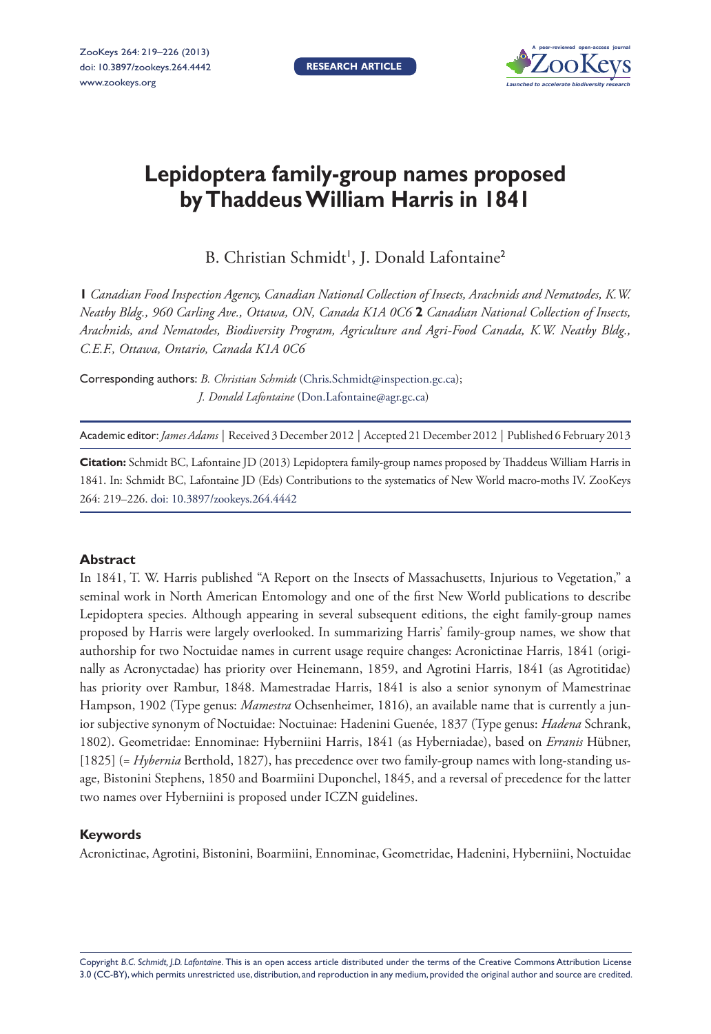# Lepidoptera family-group names proposed by Thaddeus William Harris in 1841

B. Christian Schmidt[1], J. Donald Lafontaine[2]

**1** *Canadian Food Inspection Agency, Canadian National Collection of Insects, Arachnids and Nematodes, K.W. Neatby Bldg., 960 Carling Ave., Ottawa, ON, Canada K1A 0C6* **2** *Canadian National Collection of Insects, Arachnids, and Nematodes, Biodiversity Program, Agriculture and Agri-Food Canada, K.W. Neatby Bldg., C.E.F., Ottawa, Ontario, Canada K1A 0C6*

Corresponding authors: *B. Christian Schmidt* (Chris.Schmidt@inspection.gc.ca); *J. Donald Lafontaine* (Don.Lafontaine@agr.gc.ca)

Academic editor: *James Adams* | Received 3 December 2012 | Accepted 21 December 2012 | Published 6 February 2013

**Citation:** Schmidt BC, Lafontaine JD (2013) Lepidoptera family-group names proposed by Thaddeus William Harris in 1841. In: Schmidt BC, Lafontaine JD (Eds) Contributions to the systematics of New World macro-moths IV. ZooKeys 264: 219–226. doi: 10.3897/zookeys.264.4442

## Abstract

In 1841, T. W. Harris published "A Report on the Insects of Massachusetts, Injurious to Vegetation," a seminal work in North American Entomology and one of the first New World publications to describe Lepidoptera species. Although appearing in several subsequent editions, the eight family-group names proposed by Harris were largely overlooked. In summarizing Harris' family-group names, we show that authorship for two Noctuidae names in current usage require changes: Acronictinae Harris, 1841 (originally as Acronyctadae) has priority over Heinemann, 1859, and Agrotini Harris, 1841 (as Agrotitidae) has priority over Rambur, 1848. Mamestradae Harris, 1841 is also a senior synonym of Mamestrinae Hampson, 1902 (Type genus: *Mamestra* Ochsenheimer, 1816), an available name that is currently a junior subjective synonym of Noctuidae: Noctuinae: Hadenini Guenée, 1837 (Type genus: *Hadena* Schrank, 1802). Geometridae: Ennominae: Hyberniini Harris, 1841 (as Hyberniadae), based on *Erranis* Hübner, [1825] (= *Hybernia* Berthold, 1827), has precedence over two family-group names with long-standing usage, Bistonini Stephens, 1850 and Boarmiini Duponchel, 1845, and a reversal of precedence for the latter two names over Hyberniini is proposed under ICZN guidelines.

## Keywords

Acronictinae, Agrotini, Bistonini, Boarmiini, Ennominae, Geometridae, Hadenini, Hyberniini, Noctuidae

Copyright *B.C. Schmidt, J.D. Lafontaine*. This is an open access article distributed under the terms of the Creative Commons Attribution License 3.0 (CC-BY), which permits unrestricted use, distribution, and reproduction in any medium, provided the original author and source are credited.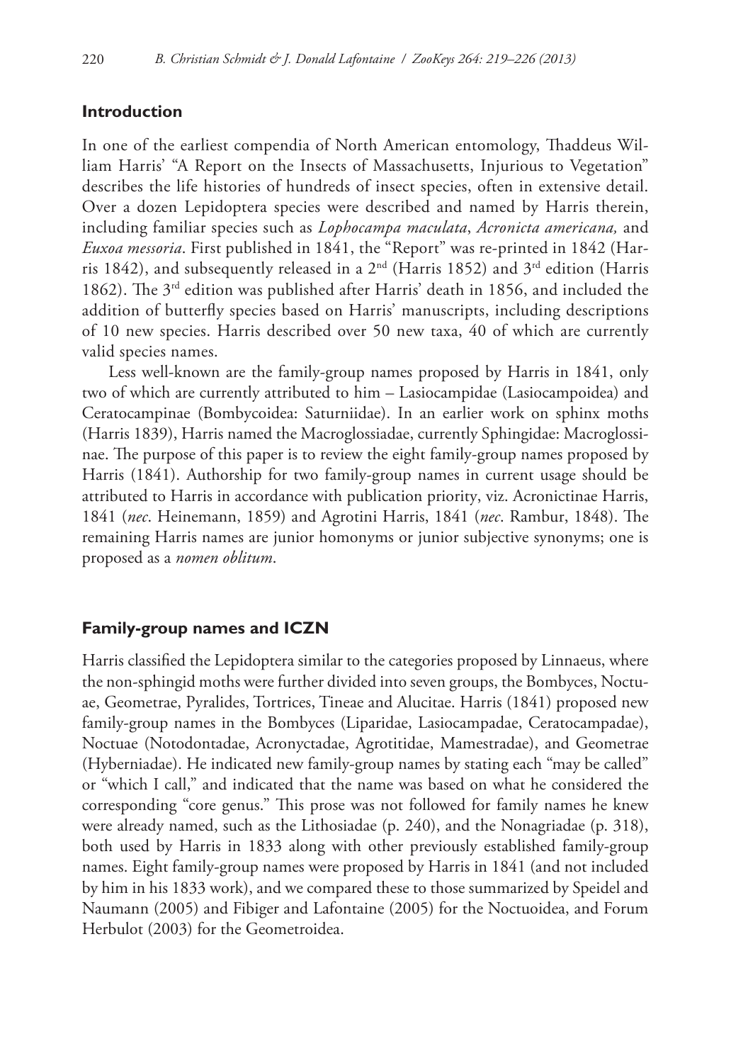## Introduction

In one of the earliest compendia of North American entomology, Thaddeus William Harris' "A Report on the Insects of Massachusetts, Injurious to Vegetation" describes the life histories of hundreds of insect species, often in extensive detail. Over a dozen Lepidoptera species were described and named by Harris therein, including familiar species such as *Lophocampa maculata*, *Acronicta americana,* and *Euxoa messoria*. First published in 1841, the "Report" was re-printed in 1842 (Harris 1842), and subsequently released in a 2nd (Harris 1852) and 3rd edition (Harris 1862). The 3rd edition was published after Harris' death in 1856, and included the addition of butterfly species based on Harris' manuscripts, including descriptions of 10 new species. Harris described over 50 new taxa, 40 of which are currently valid species names.

Less well-known are the family-group names proposed by Harris in 1841, only two of which are currently attributed to him – Lasiocampidae (Lasiocampoidea) and Ceratocampinae (Bombycoidea: Saturniidae). In an earlier work on sphinx moths (Harris 1839), Harris named the Macroglossiadae, currently Sphingidae: Macroglossinae. The purpose of this paper is to review the eight family-group names proposed by Harris (1841). Authorship for two family-group names in current usage should be attributed to Harris in accordance with publication priority, viz. Acronictinae Harris, 1841 (*nec*. Heinemann, 1859) and Agrotini Harris, 1841 (*nec*. Rambur, 1848). The remaining Harris names are junior homonyms or junior subjective synonyms; one is proposed as a *nomen oblitum*.

## Family-group names and ICZN

Harris classified the Lepidoptera similar to the categories proposed by Linnaeus, where the non-sphingid moths were further divided into seven groups, the Bombyces, Noctuae, Geometrae, Pyralides, Tortrices, Tineae and Alucitae. Harris (1841) proposed new family-group names in the Bombyces (Liparidae, Lasiocampadae, Ceratocampadae), Noctuae (Notodontadae, Acronyctadae, Agrotitidae, Mamestradae), and Geometrae (Hyberniadae). He indicated new family-group names by stating each "may be called" or "which I call," and indicated that the name was based on what he considered the corresponding "core genus." This prose was not followed for family names he knew were already named, such as the Lithosiadae (p. 240), and the Nonagriadae (p. 318), both used by Harris in 1833 along with other previously established family-group names. Eight family-group names were proposed by Harris in 1841 (and not included by him in his 1833 work), and we compared these to those summarized by Speidel and Naumann (2005) and Fibiger and Lafontaine (2005) for the Noctuoidea, and Forum Herbulot (2003) for the Geometroidea.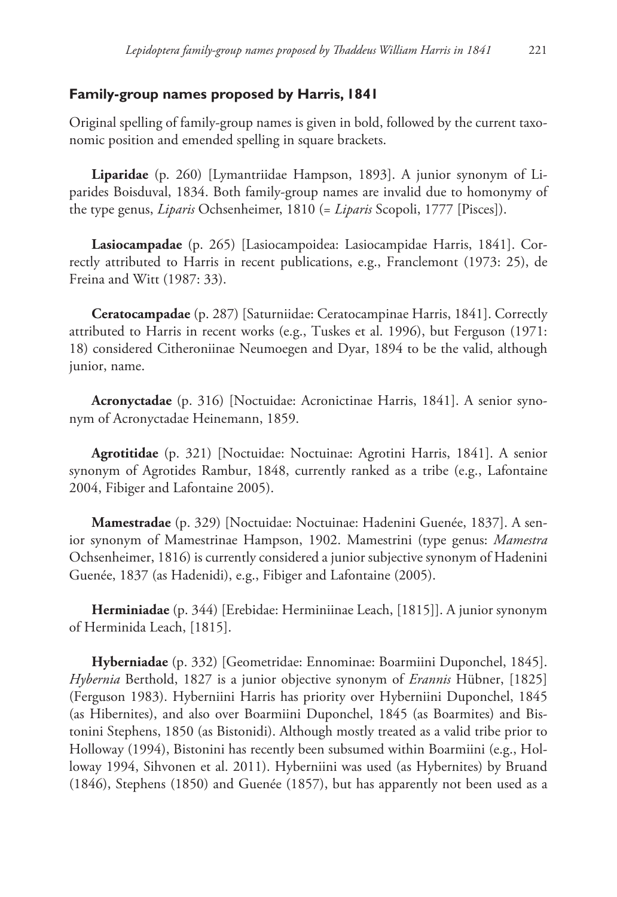### Family-group names proposed by Harris, 1841

Original spelling of family-group names is given in bold, followed by the current taxonomic position and emended spelling in square brackets.

**Liparidae** (p. 260) [Lymantriidae Hampson, 1893]. A junior synonym of Liparides Boisduval, 1834. Both family-group names are invalid due to homonymy of the type genus, *Liparis* Ochsenheimer, 1810 (= *Liparis* Scopoli, 1777 [Pisces]).

**Lasiocampadae** (p. 265) [Lasiocampoidea: Lasiocampidae Harris, 1841]. Correctly attributed to Harris in recent publications, e.g., Franclemont (1973: 25), de Freina and Witt (1987: 33).

**Ceratocampadae** (p. 287) [Saturniidae: Ceratocampinae Harris, 1841]. Correctly attributed to Harris in recent works (e.g., Tuskes et al. 1996), but Ferguson (1971: 18) considered Citheroniinae Neumoegen and Dyar, 1894 to be the valid, although junior, name.

**Acronyctadae** (p. 316) [Noctuidae: Acronictinae Harris, 1841]. A senior synonym of Acronyctadae Heinemann, 1859.

**Agrotitidae** (p. 321) [Noctuidae: Noctuinae: Agrotini Harris, 1841]. A senior synonym of Agrotides Rambur, 1848, currently ranked as a tribe (e.g., Lafontaine 2004, Fibiger and Lafontaine 2005).

**Mamestradae** (p. 329) [Noctuidae: Noctuinae: Hadenini Guenée, 1837]. A senior synonym of Mamestrinae Hampson, 1902. Mamestrini (type genus: *Mamestra* Ochsenheimer, 1816) is currently considered a junior subjective synonym of Hadenini Guenée, 1837 (as Hadenidi), e.g., Fibiger and Lafontaine (2005).

**Herminiadae** (p. 344) [Erebidae: Herminiinae Leach, [1815]]. A junior synonym of Herminida Leach, [1815].

**Hyberniadae** (p. 332) [Geometridae: Ennominae: Boarmiini Duponchel, 1845]. *Hybernia* Berthold, 1827 is a junior objective synonym of *Erannis* Hübner, [1825] (Ferguson 1983). Hyberniini Harris has priority over Hyberniini Duponchel, 1845 (as Hibernites), and also over Boarmiini Duponchel, 1845 (as Boarmites) and Bistonini Stephens, 1850 (as Bistonidi). Although mostly treated as a valid tribe prior to Holloway (1994), Bistonini has recently been subsumed within Boarmiini (e.g., Holloway 1994, Sihvonen et al. 2011). Hyberniini was used (as Hybernites) by Bruand (1846), Stephens (1850) and Guenée (1857), but has apparently not been used as a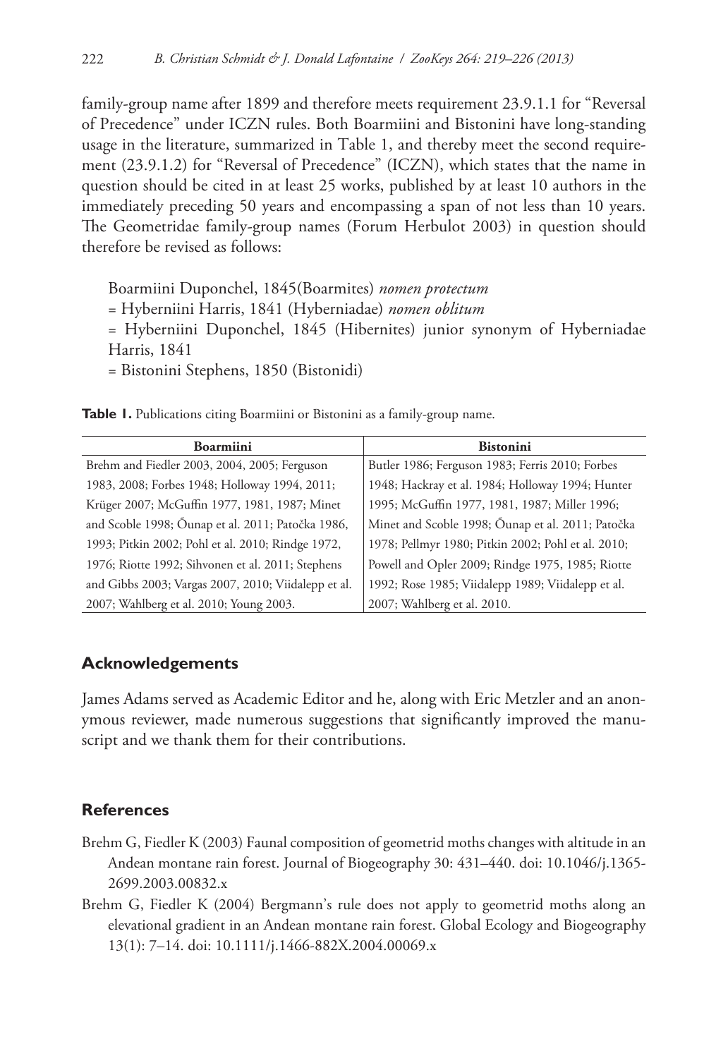family-group name after 1899 and therefore meets requirement 23.9.1.1 for "Reversal of Precedence" under ICZN rules. Both Boarmiini and Bistonini have long-standing usage in the literature, summarized in Table 1, and thereby meet the second requirement (23.9.1.2) for "Reversal of Precedence" (ICZN), which states that the name in question should be cited in at least 25 works, published by at least 10 authors in the immediately preceding 50 years and encompassing a span of not less than 10 years. The Geometridae family-group names (Forum Herbulot 2003) in question should therefore be revised as follows:

Boarmiini Duponchel, 1845(Boarmites) *nomen protectum*
= Hyberniini Harris, 1841 (Hyberniadae) *nomen oblitum*
= Hyberniini Duponchel, 1845 (Hibernites) junior synonym of Hyberniadae Harris, 1841
= Bistonini Stephens, 1850 (Bistonidi)

**Table 1.** Publications citing Boarmiini or Bistonini as a family-group name.

| Boarmiini | Bistonini |
|---|---|
| Brehm and Fiedler 2003, 2004, 2005; Ferguson 1983, 2008; Forbes 1948; Holloway 1994, 2011; Krüger 2007; McGuffin 1977, 1981, 1987; Minet and Scoble 1998; Õunap et al. 2011; Patočka 1986, 1993; Pitkin 2002; Pohl et al. 2010; Rindge 1972, 1976; Riotte 1992; Sihvonen et al. 2011; Stephens and Gibbs 2003; Vargas 2007, 2010; Viidalepp et al. 2007; Wahlberg et al. 2010; Young 2003. | Butler 1986; Ferguson 1983; Ferris 2010; Forbes 1948; Hackray et al. 1984; Holloway 1994; Hunter 1995; McGuffin 1977, 1981, 1987; Miller 1996; Minet and Scoble 1998; Õunap et al. 2011; Patočka 1978; Pellmyr 1980; Pitkin 2002; Pohl et al. 2010; Powell and Opler 2009; Rindge 1975, 1985; Riotte 1992; Rose 1985; Viidalepp 1989; Viidalepp et al. 2007; Wahlberg et al. 2010. |

## Acknowledgements

James Adams served as Academic Editor and he, along with Eric Metzler and an anonymous reviewer, made numerous suggestions that significantly improved the manuscript and we thank them for their contributions.

## References

Brehm G, Fiedler K (2003) Faunal composition of geometrid moths changes with altitude in an Andean montane rain forest. Journal of Biogeography 30: 431–440. doi: 10.1046/j.1365-2699.2003.00832.x

Brehm G, Fiedler K (2004) Bergmann's rule does not apply to geometrid moths along an elevational gradient in an Andean montane rain forest. Global Ecology and Biogeography 13(1): 7–14. doi: 10.1111/j.1466-882X.2004.00069.x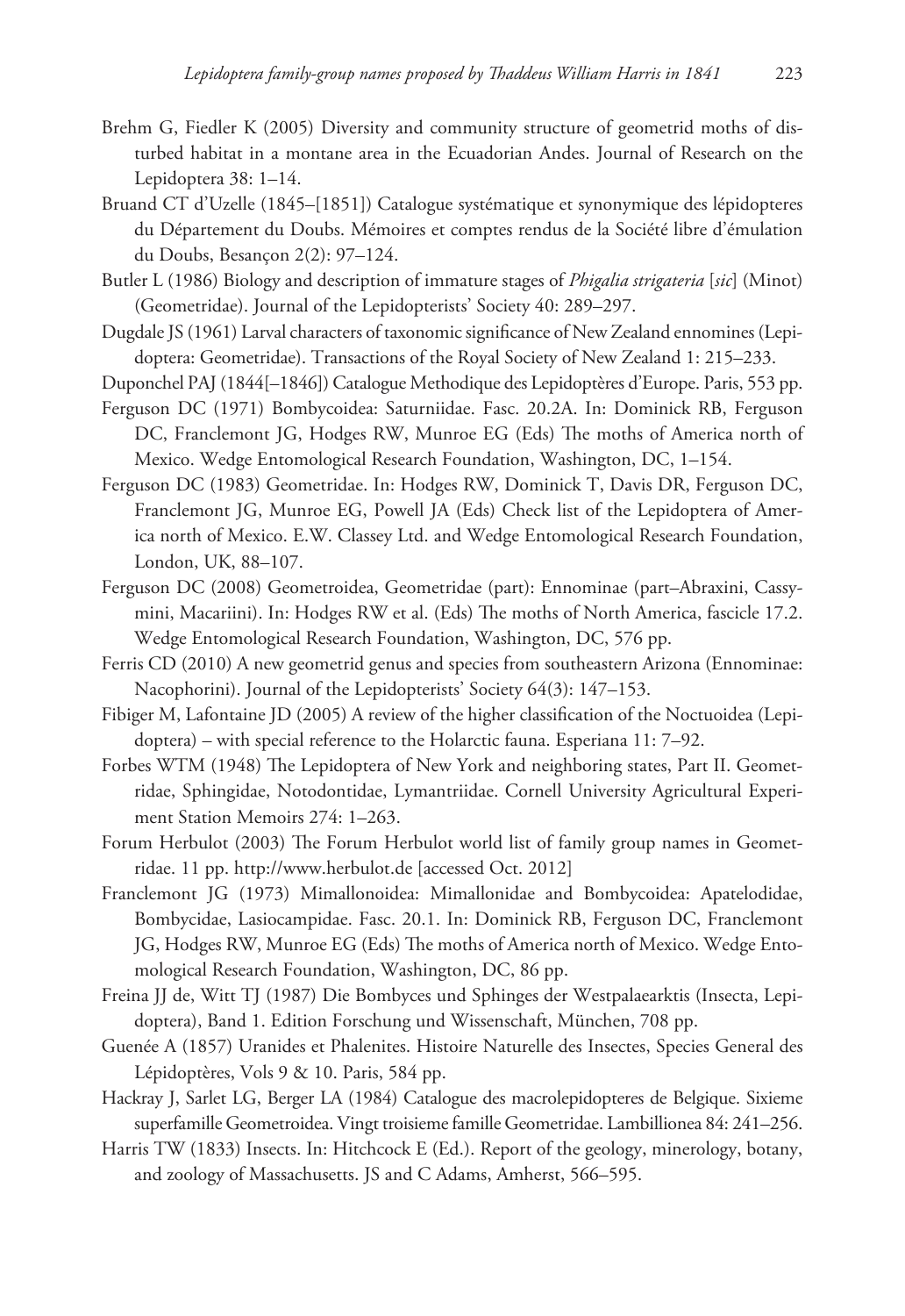Brehm G, Fiedler K (2005) Diversity and community structure of geometrid moths of disturbed habitat in a montane area in the Ecuadorian Andes. Journal of Research on the Lepidoptera 38: 1–14.

Bruand CT d'Uzelle (1845–[1851]) Catalogue systématique et synonymique des lépidopteres du Département du Doubs. Mémoires et comptes rendus de la Société libre d'émulation du Doubs, Besançon 2(2): 97–124.

Butler L (1986) Biology and description of immature stages of *Phigalia strigateria* [*sic*] (Minot) (Geometridae). Journal of the Lepidopterists' Society 40: 289–297.

Dugdale JS (1961) Larval characters of taxonomic significance of New Zealand ennomines (Lepidoptera: Geometridae). Transactions of the Royal Society of New Zealand 1: 215–233.

Duponchel PAJ (1844[–1846]) Catalogue Methodique des Lepidoptères d'Europe. Paris, 553 pp.

Ferguson DC (1971) Bombycoidea: Saturniidae. Fasc. 20.2A. In: Dominick RB, Ferguson DC, Franclemont JG, Hodges RW, Munroe EG (Eds) The moths of America north of Mexico. Wedge Entomological Research Foundation, Washington, DC, 1–154.

Ferguson DC (1983) Geometridae. In: Hodges RW, Dominick T, Davis DR, Ferguson DC, Franclemont JG, Munroe EG, Powell JA (Eds) Check list of the Lepidoptera of America north of Mexico. E.W. Classey Ltd. and Wedge Entomological Research Foundation, London, UK, 88–107.

Ferguson DC (2008) Geometroidea, Geometridae (part): Ennominae (part–Abraxini, Cassymini, Macariini). In: Hodges RW et al. (Eds) The moths of North America, fascicle 17.2. Wedge Entomological Research Foundation, Washington, DC, 576 pp.

Ferris CD (2010) A new geometrid genus and species from southeastern Arizona (Ennominae: Nacophorini). Journal of the Lepidopterists' Society 64(3): 147–153.

Fibiger M, Lafontaine JD (2005) A review of the higher classification of the Noctuoidea (Lepidoptera) – with special reference to the Holarctic fauna. Esperiana 11: 7–92.

Forbes WTM (1948) The Lepidoptera of New York and neighboring states, Part II. Geometridae, Sphingidae, Notodontidae, Lymantriidae. Cornell University Agricultural Experiment Station Memoirs 274: 1–263.

Forum Herbulot (2003) The Forum Herbulot world list of family group names in Geometridae. 11 pp. http://www.herbulot.de [accessed Oct. 2012]

Franclemont JG (1973) Mimallonoidea: Mimallonidae and Bombycoidea: Apatelodidae, Bombycidae, Lasiocampidae. Fasc. 20.1. In: Dominick RB, Ferguson DC, Franclemont JG, Hodges RW, Munroe EG (Eds) The moths of America north of Mexico. Wedge Entomological Research Foundation, Washington, DC, 86 pp.

Freina JJ de, Witt TJ (1987) Die Bombyces und Sphinges der Westpalaearktis (Insecta, Lepidoptera), Band 1. Edition Forschung und Wissenschaft, München, 708 pp.

Guenée A (1857) Uranides et Phalenites. Histoire Naturelle des Insectes, Species General des Lépidoptères, Vols 9 & 10. Paris, 584 pp.

Hackray J, Sarlet LG, Berger LA (1984) Catalogue des macrolepidopteres de Belgique. Sixieme superfamille Geometroidea. Vingt troisieme famille Geometridae. Lambillionea 84: 241–256.

Harris TW (1833) Insects. In: Hitchcock E (Ed.). Report of the geology, minerology, botany, and zoology of Massachusetts. JS and C Adams, Amherst, 566–595.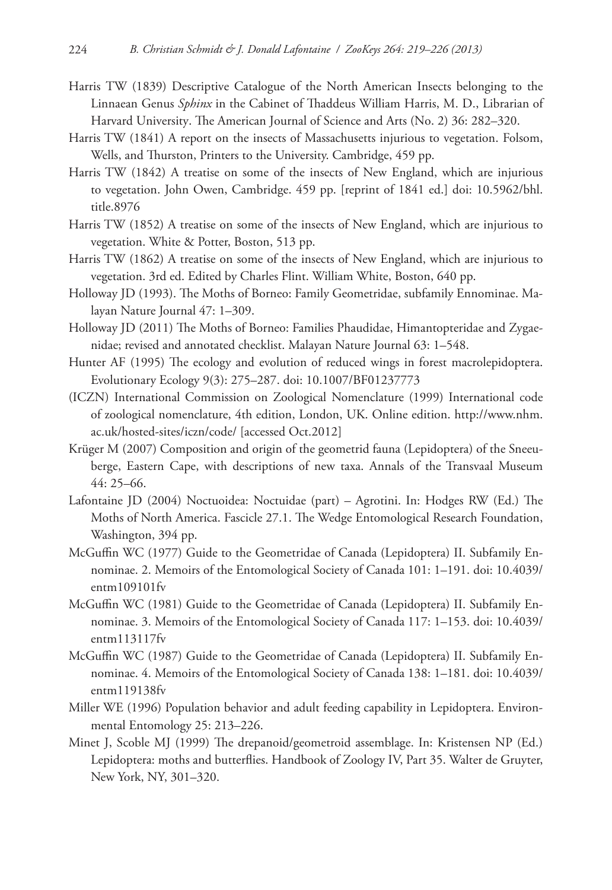Harris TW (1839) Descriptive Catalogue of the North American Insects belonging to the Linnaean Genus *Sphinx* in the Cabinet of Thaddeus William Harris, M. D., Librarian of Harvard University. The American Journal of Science and Arts (No. 2) 36: 282–320.

Harris TW (1841) A report on the insects of Massachusetts injurious to vegetation. Folsom, Wells, and Thurston, Printers to the University. Cambridge, 459 pp.

Harris TW (1842) A treatise on some of the insects of New England, which are injurious to vegetation. John Owen, Cambridge. 459 pp. [reprint of 1841 ed.] doi: 10.5962/bhl.title.8976

Harris TW (1852) A treatise on some of the insects of New England, which are injurious to vegetation. White & Potter, Boston, 513 pp.

Harris TW (1862) A treatise on some of the insects of New England, which are injurious to vegetation. 3rd ed. Edited by Charles Flint. William White, Boston, 640 pp.

Holloway JD (1993). The Moths of Borneo: Family Geometridae, subfamily Ennominae. Malayan Nature Journal 47: 1–309.

Holloway JD (2011) The Moths of Borneo: Families Phaudidae, Himantopteridae and Zygaenidae; revised and annotated checklist. Malayan Nature Journal 63: 1–548.

Hunter AF (1995) The ecology and evolution of reduced wings in forest macrolepidoptera. Evolutionary Ecology 9(3): 275–287. doi: 10.1007/BF01237773

(ICZN) International Commission on Zoological Nomenclature (1999) International code of zoological nomenclature, 4th edition, London, UK. Online edition. http://www.nhm.ac.uk/hosted-sites/iczn/code/ [accessed Oct.2012]

Krüger M (2007) Composition and origin of the geometrid fauna (Lepidoptera) of the Sneeuberge, Eastern Cape, with descriptions of new taxa. Annals of the Transvaal Museum 44: 25–66.

Lafontaine JD (2004) Noctuoidea: Noctuidae (part) – Agrotini. In: Hodges RW (Ed.) The Moths of North America. Fascicle 27.1. The Wedge Entomological Research Foundation, Washington, 394 pp.

McGuffin WC (1977) Guide to the Geometridae of Canada (Lepidoptera) II. Subfamily Ennominae. 2. Memoirs of the Entomological Society of Canada 101: 1–191. doi: 10.4039/entm109101fv

McGuffin WC (1981) Guide to the Geometridae of Canada (Lepidoptera) II. Subfamily Ennominae. 3. Memoirs of the Entomological Society of Canada 117: 1–153. doi: 10.4039/entm113117fv

McGuffin WC (1987) Guide to the Geometridae of Canada (Lepidoptera) II. Subfamily Ennominae. 4. Memoirs of the Entomological Society of Canada 138: 1–181. doi: 10.4039/entm119138fv

Miller WE (1996) Population behavior and adult feeding capability in Lepidoptera. Environmental Entomology 25: 213–226.

Minet J, Scoble MJ (1999) The drepanoid/geometroid assemblage. In: Kristensen NP (Ed.) Lepidoptera: moths and butterflies. Handbook of Zoology IV, Part 35. Walter de Gruyter, New York, NY, 301–320.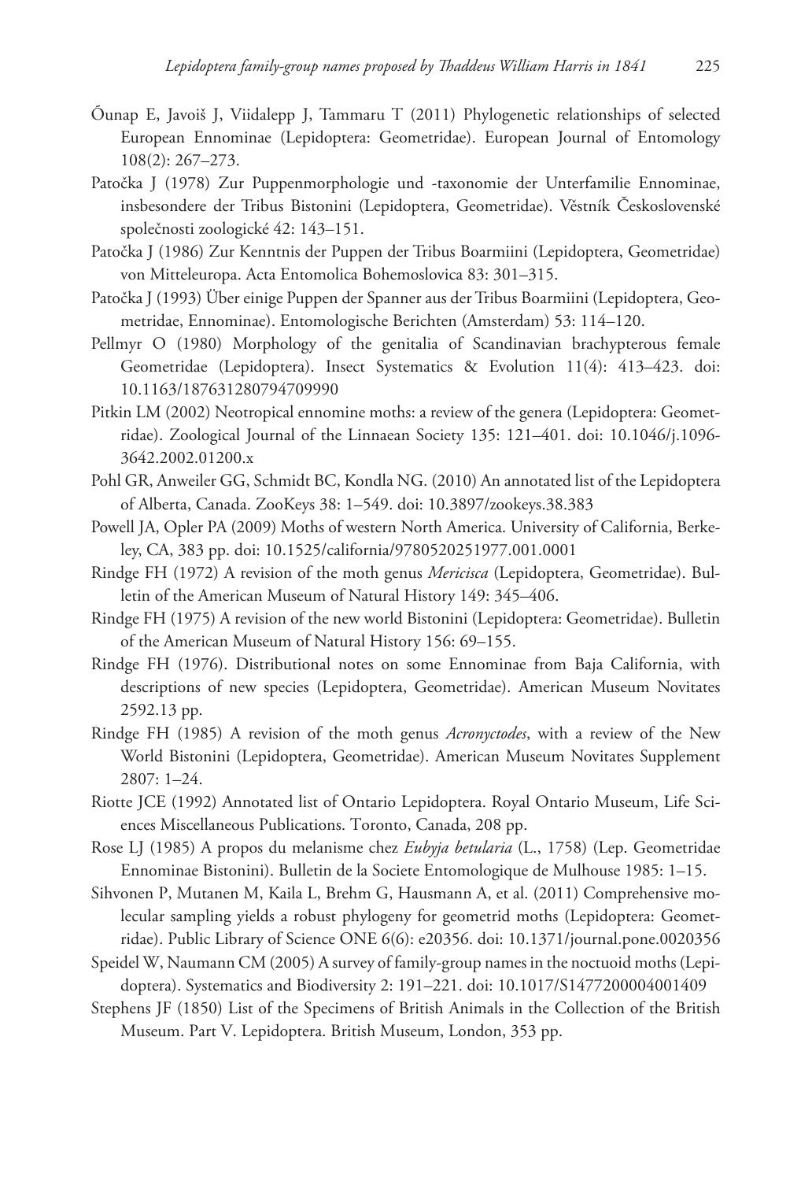Õunap E, Javoiš J, Viidalepp J, Tammaru T (2011) Phylogenetic relationships of selected European Ennominae (Lepidoptera: Geometridae). European Journal of Entomology 108(2): 267–273.

Patočka J (1978) Zur Puppenmorphologie und -taxonomie der Unterfamilie Ennominae, insbesondere der Tribus Bistonini (Lepidoptera, Geometridae). Věstník Československé společnosti zoologické 42: 143–151.

Patočka J (1986) Zur Kenntnis der Puppen der Tribus Boarmiini (Lepidoptera, Geometridae) von Mitteleuropa. Acta Entomolica Bohemoslovica 83: 301–315.

Patočka J (1993) Über einige Puppen der Spanner aus der Tribus Boarmiini (Lepidoptera, Geometridae, Ennominae). Entomologische Berichten (Amsterdam) 53: 114–120.

Pellmyr O (1980) Morphology of the genitalia of Scandinavian brachypterous female Geometridae (Lepidoptera). Insect Systematics & Evolution 11(4): 413–423. doi: 10.1163/187631280794709990

Pitkin LM (2002) Neotropical ennomine moths: a review of the genera (Lepidoptera: Geometridae). Zoological Journal of the Linnaean Society 135: 121–401. doi: 10.1046/j.1096-3642.2002.01200.x

Pohl GR, Anweiler GG, Schmidt BC, Kondla NG. (2010) An annotated list of the Lepidoptera of Alberta, Canada. ZooKeys 38: 1–549. doi: 10.3897/zookeys.38.383

Powell JA, Opler PA (2009) Moths of western North America. University of California, Berkeley, CA, 383 pp. doi: 10.1525/california/9780520251977.001.0001

Rindge FH (1972) A revision of the moth genus *Mericisca* (Lepidoptera, Geometridae). Bulletin of the American Museum of Natural History 149: 345–406.

Rindge FH (1975) A revision of the new world Bistonini (Lepidoptera: Geometridae). Bulletin of the American Museum of Natural History 156: 69–155.

Rindge FH (1976). Distributional notes on some Ennominae from Baja California, with descriptions of new species (Lepidoptera, Geometridae). American Museum Novitates 2592.13 pp.

Rindge FH (1985) A revision of the moth genus *Acronyctodes*, with a review of the New World Bistonini (Lepidoptera, Geometridae). American Museum Novitates Supplement 2807: 1–24.

Riotte JCE (1992) Annotated list of Ontario Lepidoptera. Royal Ontario Museum, Life Sciences Miscellaneous Publications. Toronto, Canada, 208 pp.

Rose LJ (1985) A propos du melanisme chez *Eubyja betularia* (L., 1758) (Lep. Geometridae Ennominae Bistonini). Bulletin de la Societe Entomologique de Mulhouse 1985: 1–15.

Sihvonen P, Mutanen M, Kaila L, Brehm G, Hausmann A, et al. (2011) Comprehensive molecular sampling yields a robust phylogeny for geometrid moths (Lepidoptera: Geometridae). Public Library of Science ONE 6(6): e20356. doi: 10.1371/journal.pone.0020356

Speidel W, Naumann CM (2005) A survey of family-group names in the noctuoid moths (Lepidoptera). Systematics and Biodiversity 2: 191–221. doi: 10.1017/S1477200004001409

Stephens JF (1850) List of the Specimens of British Animals in the Collection of the British Museum. Part V. Lepidoptera. British Museum, London, 353 pp.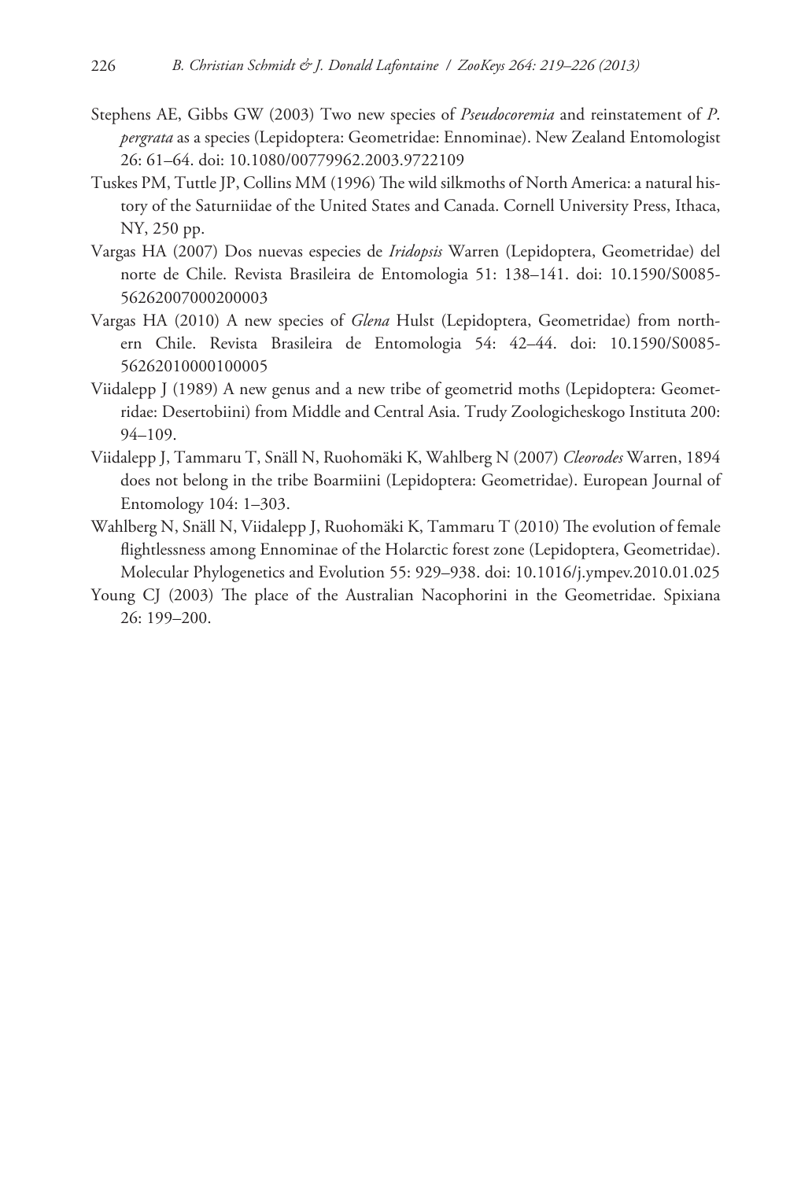Stephens AE, Gibbs GW (2003) Two new species of *Pseudocoremia* and reinstatement of *P. pergrata* as a species (Lepidoptera: Geometridae: Ennominae). New Zealand Entomologist 26: 61–64. doi: 10.1080/00779962.2003.9722109

Tuskes PM, Tuttle JP, Collins MM (1996) The wild silkmoths of North America: a natural history of the Saturniidae of the United States and Canada. Cornell University Press, Ithaca, NY, 250 pp.

Vargas HA (2007) Dos nuevas especies de *Iridopsis* Warren (Lepidoptera, Geometridae) del norte de Chile. Revista Brasileira de Entomologia 51: 138–141. doi: 10.1590/S0085-56262007000200003

Vargas HA (2010) A new species of *Glena* Hulst (Lepidoptera, Geometridae) from northern Chile. Revista Brasileira de Entomologia 54: 42–44. doi: 10.1590/S0085-56262010000100005

Viidalepp J (1989) A new genus and a new tribe of geometrid moths (Lepidoptera: Geometridae: Desertobiini) from Middle and Central Asia. Trudy Zoologicheskogo Instituta 200: 94–109.

Viidalepp J, Tammaru T, Snäll N, Ruohomäki K, Wahlberg N (2007) *Cleorodes* Warren, 1894 does not belong in the tribe Boarmiini (Lepidoptera: Geometridae). European Journal of Entomology 104: 1–303.

Wahlberg N, Snäll N, Viidalepp J, Ruohomäki K, Tammaru T (2010) The evolution of female flightlessness among Ennominae of the Holarctic forest zone (Lepidoptera, Geometridae). Molecular Phylogenetics and Evolution 55: 929–938. doi: 10.1016/j.ympev.2010.01.025

Young CJ (2003) The place of the Australian Nacophorini in the Geometridae. Spixiana 26: 199–200.